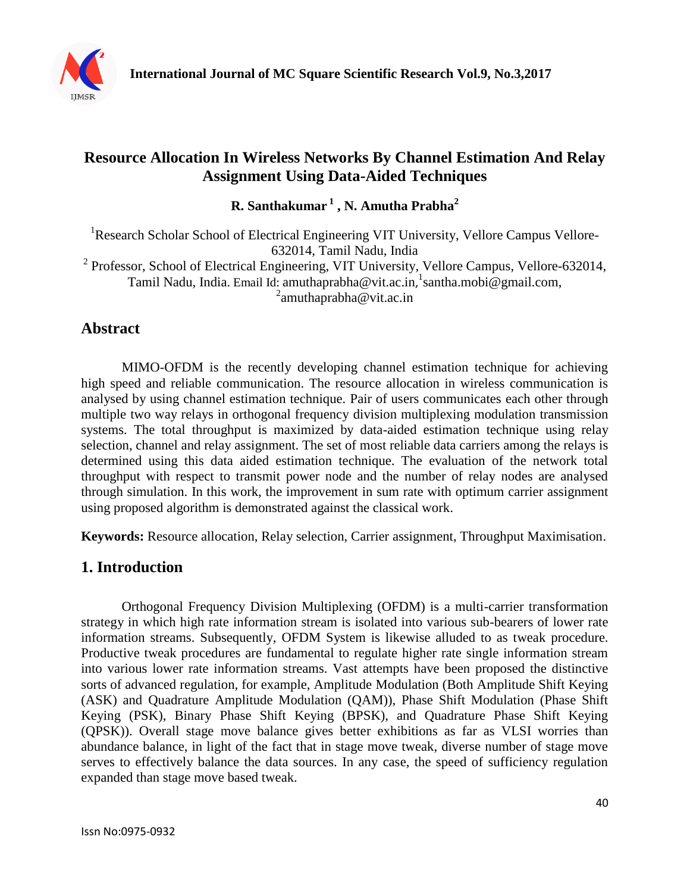# Resource Allocation In Wireless Networks By Channel Estimation And Relay Assignment Using Data-Aided Techniques

**R. Santhakumar [1] , N. Amutha Prabha[2]**

[1]Research Scholar School of Electrical Engineering VIT University, Vellore Campus Vellore-632014, Tamil Nadu, India
[2] Professor, School of Electrical Engineering, VIT University, Vellore Campus, Vellore-632014, Tamil Nadu, India. Email Id: amuthaprabha@vit.ac.in,[1]santha.mobi@gmail.com, [2]amuthaprabha@vit.ac.in

## Abstract

MIMO-OFDM is the recently developing channel estimation technique for achieving high speed and reliable communication. The resource allocation in wireless communication is analysed by using channel estimation technique. Pair of users communicates each other through multiple two way relays in orthogonal frequency division multiplexing modulation transmission systems. The total throughput is maximized by data-aided estimation technique using relay selection, channel and relay assignment. The set of most reliable data carriers among the relays is determined using this data aided estimation technique. The evaluation of the network total throughput with respect to transmit power node and the number of relay nodes are analysed through simulation. In this work, the improvement in sum rate with optimum carrier assignment using proposed algorithm is demonstrated against the classical work.

**Keywords:** Resource allocation, Relay selection, Carrier assignment, Throughput Maximisation.

## 1. Introduction

Orthogonal Frequency Division Multiplexing (OFDM) is a multi-carrier transformation strategy in which high rate information stream is isolated into various sub-bearers of lower rate information streams. Subsequently, OFDM System is likewise alluded to as tweak procedure. Productive tweak procedures are fundamental to regulate higher rate single information stream into various lower rate information streams. Vast attempts have been proposed the distinctive sorts of advanced regulation, for example, Amplitude Modulation (Both Amplitude Shift Keying (ASK) and Quadrature Amplitude Modulation (QAM)), Phase Shift Modulation (Phase Shift Keying (PSK), Binary Phase Shift Keying (BPSK), and Quadrature Phase Shift Keying (QPSK)). Overall stage move balance gives better exhibitions as far as VLSI worries than abundance balance, in light of the fact that in stage move tweak, diverse number of stage move serves to effectively balance the data sources. In any case, the speed of sufficiency regulation expanded than stage move based tweak.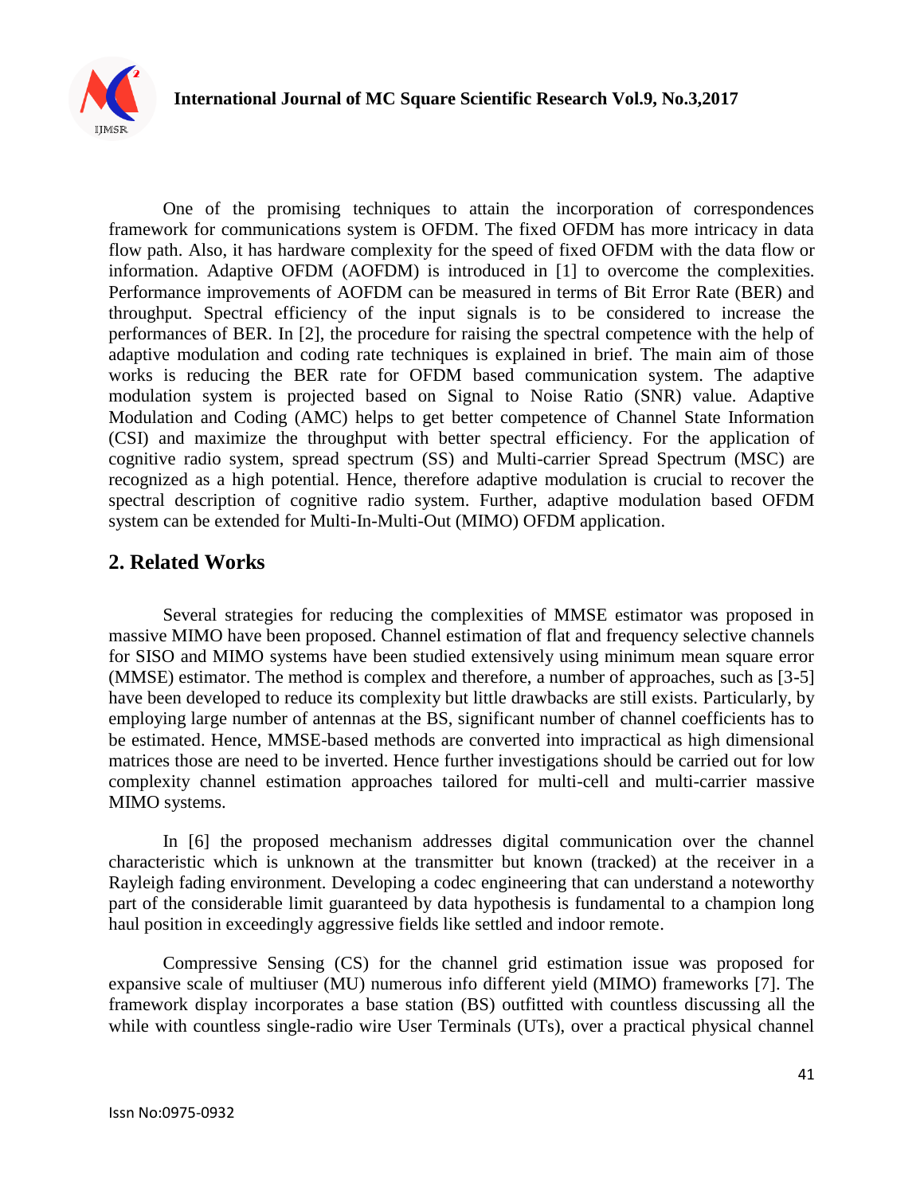One of the promising techniques to attain the incorporation of correspondences framework for communications system is OFDM. The fixed OFDM has more intricacy in data flow path. Also, it has hardware complexity for the speed of fixed OFDM with the data flow or information. Adaptive OFDM (AOFDM) is introduced in [1] to overcome the complexities. Performance improvements of AOFDM can be measured in terms of Bit Error Rate (BER) and throughput. Spectral efficiency of the input signals is to be considered to increase the performances of BER. In [2], the procedure for raising the spectral competence with the help of adaptive modulation and coding rate techniques is explained in brief. The main aim of those works is reducing the BER rate for OFDM based communication system. The adaptive modulation system is projected based on Signal to Noise Ratio (SNR) value. Adaptive Modulation and Coding (AMC) helps to get better competence of Channel State Information (CSI) and maximize the throughput with better spectral efficiency. For the application of cognitive radio system, spread spectrum (SS) and Multi-carrier Spread Spectrum (MSC) are recognized as a high potential. Hence, therefore adaptive modulation is crucial to recover the spectral description of cognitive radio system. Further, adaptive modulation based OFDM system can be extended for Multi-In-Multi-Out (MIMO) OFDM application.

## 2. Related Works

Several strategies for reducing the complexities of MMSE estimator was proposed in massive MIMO have been proposed. Channel estimation of flat and frequency selective channels for SISO and MIMO systems have been studied extensively using minimum mean square error (MMSE) estimator. The method is complex and therefore, a number of approaches, such as [3-5] have been developed to reduce its complexity but little drawbacks are still exists. Particularly, by employing large number of antennas at the BS, significant number of channel coefficients has to be estimated. Hence, MMSE-based methods are converted into impractical as high dimensional matrices those are need to be inverted. Hence further investigations should be carried out for low complexity channel estimation approaches tailored for multi-cell and multi-carrier massive MIMO systems.

In [6] the proposed mechanism addresses digital communication over the channel characteristic which is unknown at the transmitter but known (tracked) at the receiver in a Rayleigh fading environment. Developing a codec engineering that can understand a noteworthy part of the considerable limit guaranteed by data hypothesis is fundamental to a champion long haul position in exceedingly aggressive fields like settled and indoor remote.

Compressive Sensing (CS) for the channel grid estimation issue was proposed for expansive scale of multiuser (MU) numerous info different yield (MIMO) frameworks [7]. The framework display incorporates a base station (BS) outfitted with countless discussing all the while with countless single-radio wire User Terminals (UTs), over a practical physical channel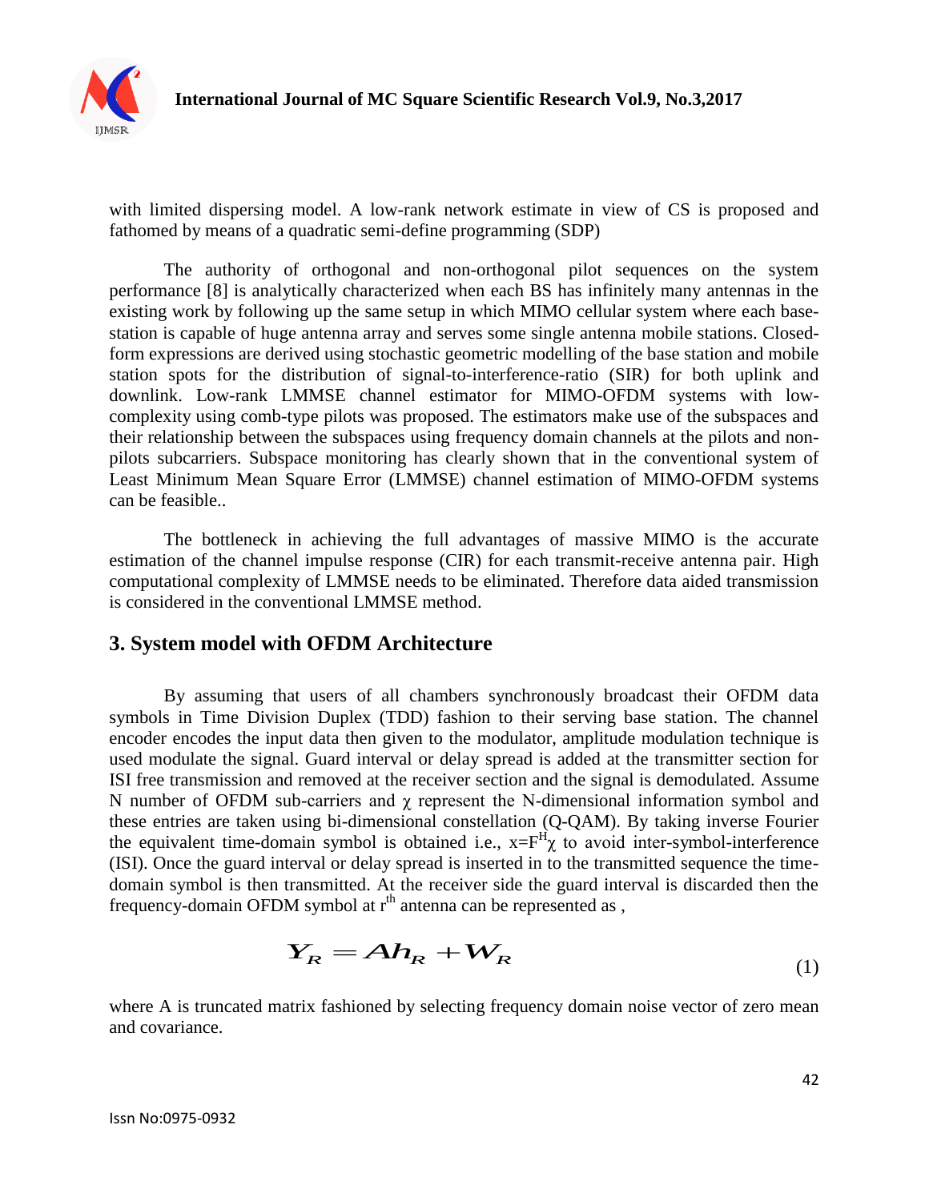with limited dispersing model. A low-rank network estimate in view of CS is proposed and fathomed by means of a quadratic semi-define programming (SDP)

The authority of orthogonal and non-orthogonal pilot sequences on the system performance [8] is analytically characterized when each BS has infinitely many antennas in the existing work by following up the same setup in which MIMO cellular system where each base-station is capable of huge antenna array and serves some single antenna mobile stations. Closed-form expressions are derived using stochastic geometric modelling of the base station and mobile station spots for the distribution of signal-to-interference-ratio (SIR) for both uplink and downlink. Low-rank LMMSE channel estimator for MIMO-OFDM systems with low-complexity using comb-type pilots was proposed. The estimators make use of the subspaces and their relationship between the subspaces using frequency domain channels at the pilots and non-pilots subcarriers. Subspace monitoring has clearly shown that in the conventional system of Least Minimum Mean Square Error (LMMSE) channel estimation of MIMO-OFDM systems can be feasible..

The bottleneck in achieving the full advantages of massive MIMO is the accurate estimation of the channel impulse response (CIR) for each transmit-receive antenna pair. High computational complexity of LMMSE needs to be eliminated. Therefore data aided transmission is considered in the conventional LMMSE method.

## 3. System model with OFDM Architecture

By assuming that users of all chambers synchronously broadcast their OFDM data symbols in Time Division Duplex (TDD) fashion to their serving base station. The channel encoder encodes the input data then given to the modulator, amplitude modulation technique is used modulate the signal. Guard interval or delay spread is added at the transmitter section for ISI free transmission and removed at the receiver section and the signal is demodulated. Assume N number of OFDM sub-carriers and $\chi$ represent the N-dimensional information symbol and these entries are taken using bi-dimensional constellation (Q-QAM). By taking inverse Fourier the equivalent time-domain symbol is obtained i.e., $x=F^{H}\chi$ to avoid inter-symbol-interference (ISI). Once the guard interval or delay spread is inserted in to the transmitted sequence the time-domain symbol is then transmitted. At the receiver side the guard interval is discarded then the frequency-domain OFDM symbol at $r^{th}$ antenna can be represented as ,

$$Y_R = Ah_R + W_R \tag{1}$$

where A is truncated matrix fashioned by selecting frequency domain noise vector of zero mean and covariance.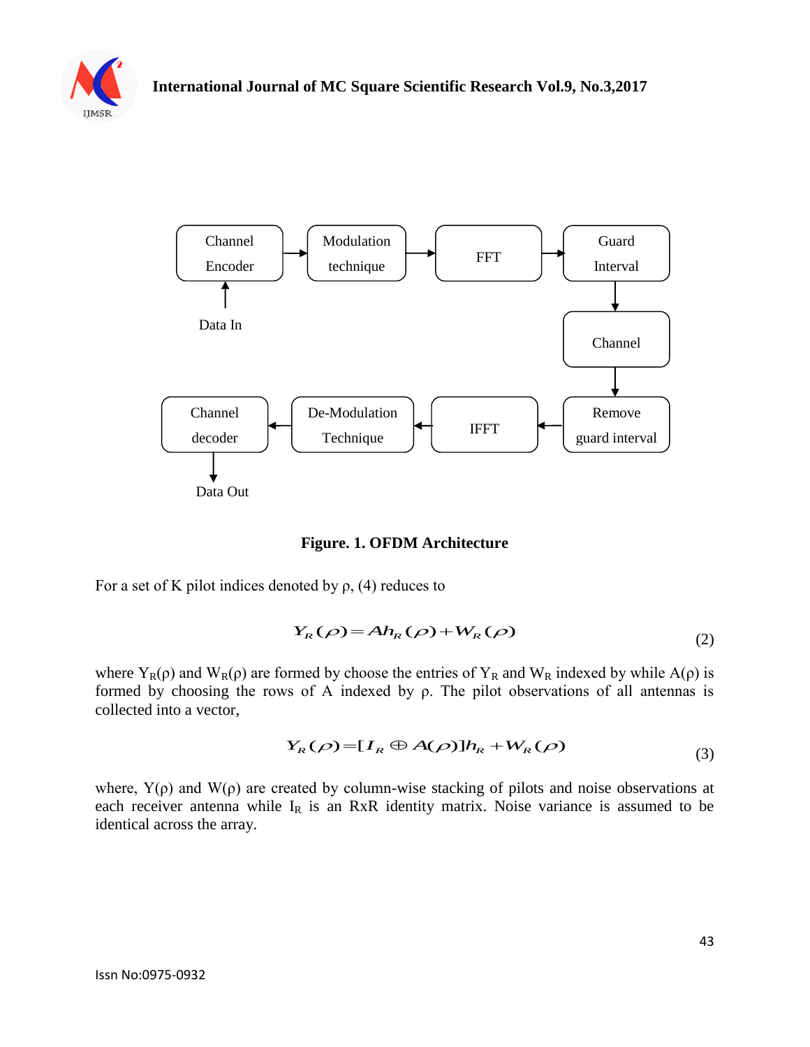Channel Encoder
Modulation technique
FFT
Guard Interval
Data In
Channel
Channel decoder
De-Modulation Technique
IFFT
Remove guard interval
Data Out

**Figure. 1. OFDM Architecture**

For a set of K pilot indices denoted by ρ, (4) reduces to

$$Y_R(\rho) = Ah_R(\rho) + W_R(\rho) \tag{2}$$

where $Y_R(\rho)$ and $W_R(\rho)$ are formed by choose the entries of $Y_R$ and $W_R$ indexed by while $A(\rho)$ is formed by choosing the rows of A indexed by ρ. The pilot observations of all antennas is collected into a vector,

$$Y_R(\rho) = [I_R \oplus A(\rho)]h_R + W_R(\rho) \tag{3}$$

where, $Y(\rho)$ and $W(\rho)$ are created by column-wise stacking of pilots and noise observations at each receiver antenna while $I_R$ is an RxR identity matrix. Noise variance is assumed to be identical across the array.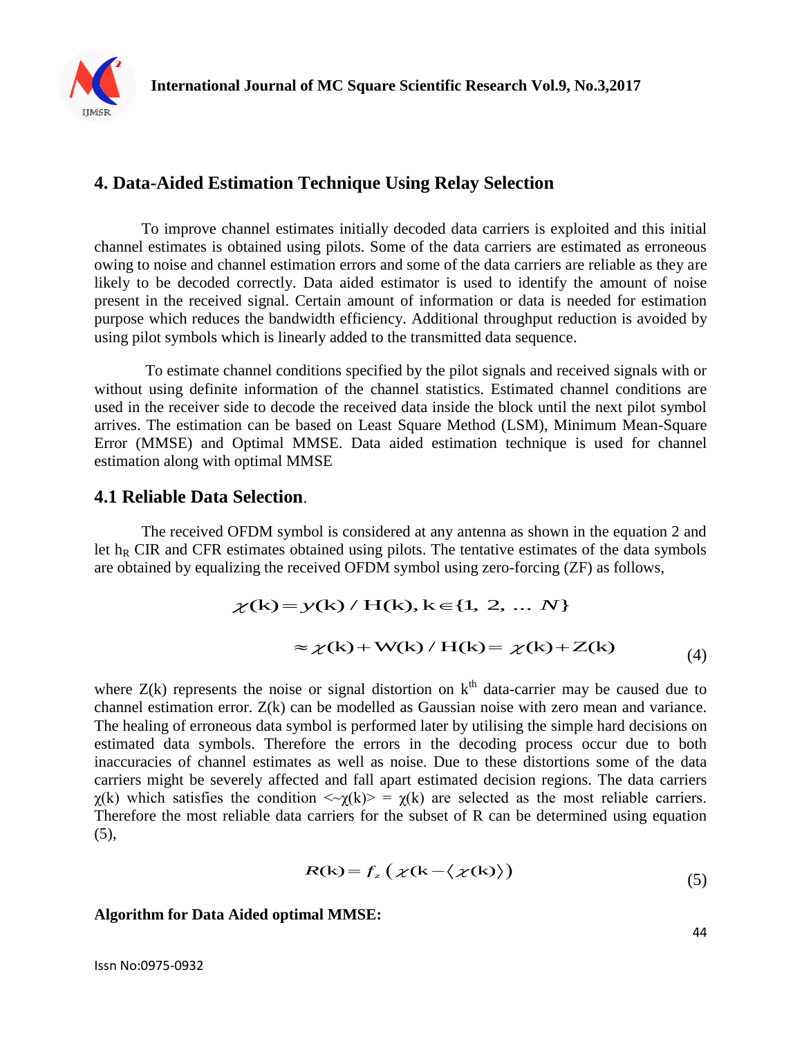## 4. Data-Aided Estimation Technique Using Relay Selection

To improve channel estimates initially decoded data carriers is exploited and this initial channel estimates is obtained using pilots. Some of the data carriers are estimated as erroneous owing to noise and channel estimation errors and some of the data carriers are reliable as they are likely to be decoded correctly. Data aided estimator is used to identify the amount of noise present in the received signal. Certain amount of information or data is needed for estimation purpose which reduces the bandwidth efficiency. Additional throughput reduction is avoided by using pilot symbols which is linearly added to the transmitted data sequence.

To estimate channel conditions specified by the pilot signals and received signals with or without using definite information of the channel statistics. Estimated channel conditions are used in the receiver side to decode the received data inside the block until the next pilot symbol arrives. The estimation can be based on Least Square Method (LSM), Minimum Mean-Square Error (MMSE) and Optimal MMSE. Data aided estimation technique is used for channel estimation along with optimal MMSE

### 4.1 Reliable Data Selection.

The received OFDM symbol is considered at any antenna as shown in the equation 2 and let $h_R$ CIR and CFR estimates obtained using pilots. The tentative estimates of the data symbols are obtained by equalizing the received OFDM symbol using zero-forcing (ZF) as follows,

$$\chi(k) = y(k) / H(k), k \in \{1, 2, \ldots N\}$$

$$\approx \chi(k) + W(k) / H(k) = \chi(k) + Z(k) \tag{4}$$

where Z(k) represents the noise or signal distortion on $k^{th}$ data-carrier may be caused due to channel estimation error. Z(k) can be modelled as Gaussian noise with zero mean and variance. The healing of erroneous data symbol is performed later by utilising the simple hard decisions on estimated data symbols. Therefore the errors in the decoding process occur due to both inaccuracies of channel estimates as well as noise. Due to these distortions some of the data carriers might be severely affected and fall apart estimated decision regions. The data carriers $\chi(k)$ which satisfies the condition $<\sim\chi(k)> = \chi(k)$ are selected as the most reliable carriers. Therefore the most reliable data carriers for the subset of R can be determined using equation (5),

$$R(k) = f_z\left(\chi(k - \langle \chi(k) \rangle\right) \tag{5}$$

**Algorithm for Data Aided optimal MMSE:**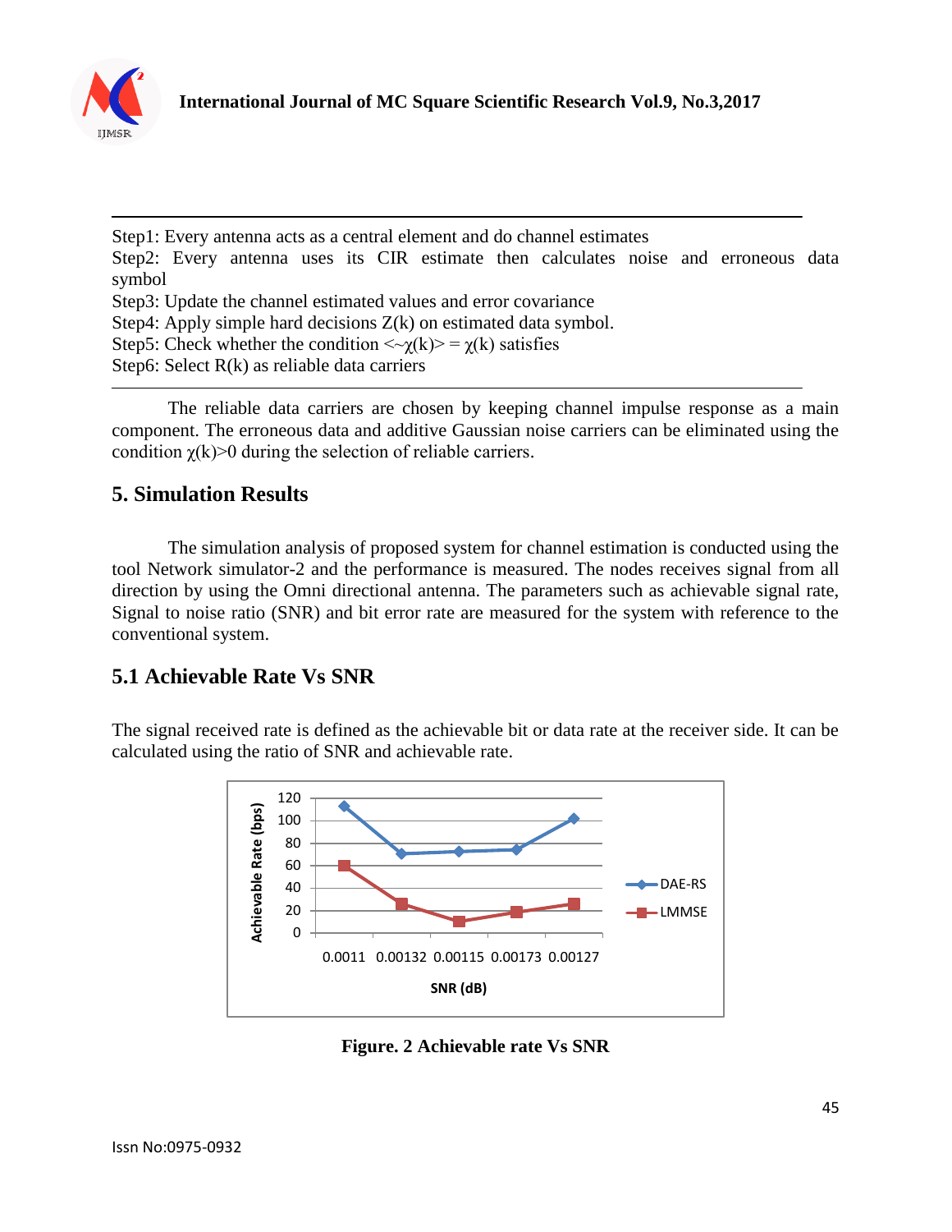Step1: Every antenna acts as a central element and do channel estimates
Step2: Every antenna uses its CIR estimate then calculates noise and erroneous data symbol
Step3: Update the channel estimated values and error covariance
Step4: Apply simple hard decisions Z(k) on estimated data symbol.
Step5: Check whether the condition $<\sim\chi(k)> = \chi(k)$ satisfies
Step6: Select R(k) as reliable data carriers

The reliable data carriers are chosen by keeping channel impulse response as a main component. The erroneous data and additive Gaussian noise carriers can be eliminated using the condition $\chi(k)>0$ during the selection of reliable carriers.

## 5. Simulation Results

The simulation analysis of proposed system for channel estimation is conducted using the tool Network simulator-2 and the performance is measured. The nodes receives signal from all direction by using the Omni directional antenna. The parameters such as achievable signal rate, Signal to noise ratio (SNR) and bit error rate are measured for the system with reference to the conventional system.

## 5.1 Achievable Rate Vs SNR

The signal received rate is defined as the achievable bit or data rate at the receiver side. It can be calculated using the ratio of SNR and achievable rate.

Achievable Rate (bps)
120
100
80
60
40
20
0
0.0011 0.00132 0.00115 0.00173 0.00127
SNR (dB)
DAE-RS
LMMSE

**Figure. 2 Achievable rate Vs SNR**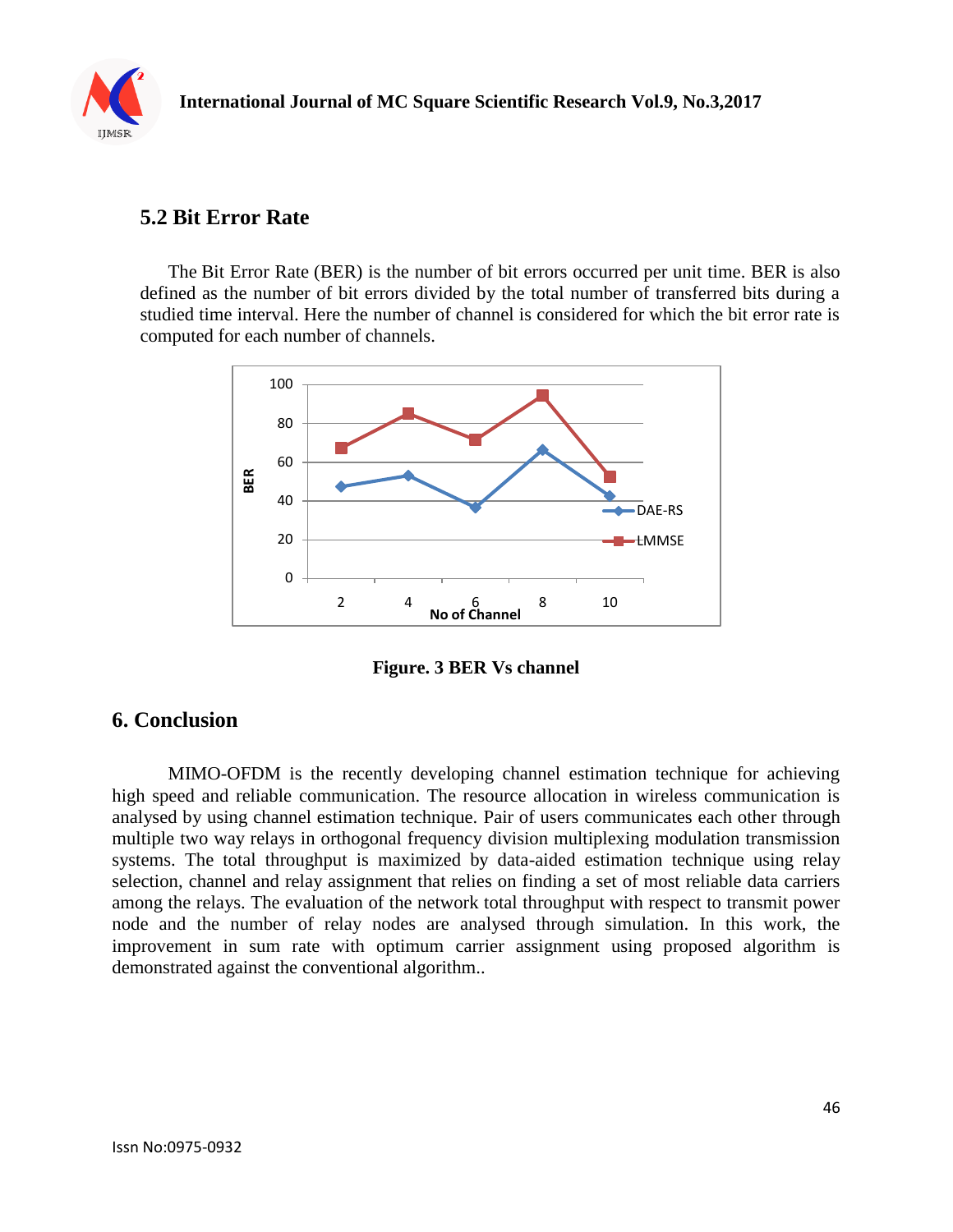## 5.2 Bit Error Rate

The Bit Error Rate (BER) is the number of bit errors occurred per unit time. BER is also defined as the number of bit errors divided by the total number of transferred bits during a studied time interval. Here the number of channel is considered for which the bit error rate is computed for each number of channels.

BER

100
80
60
40
20
0

2
4
6
8
10

No of Channel

DAE-RS
LMMSE

**Figure. 3 BER Vs channel**

## 6. Conclusion

MIMO-OFDM is the recently developing channel estimation technique for achieving high speed and reliable communication. The resource allocation in wireless communication is analysed by using channel estimation technique. Pair of users communicates each other through multiple two way relays in orthogonal frequency division multiplexing modulation transmission systems. The total throughput is maximized by data-aided estimation technique using relay selection, channel and relay assignment that relies on finding a set of most reliable data carriers among the relays. The evaluation of the network total throughput with respect to transmit power node and the number of relay nodes are analysed through simulation. In this work, the improvement in sum rate with optimum carrier assignment using proposed algorithm is demonstrated against the conventional algorithm..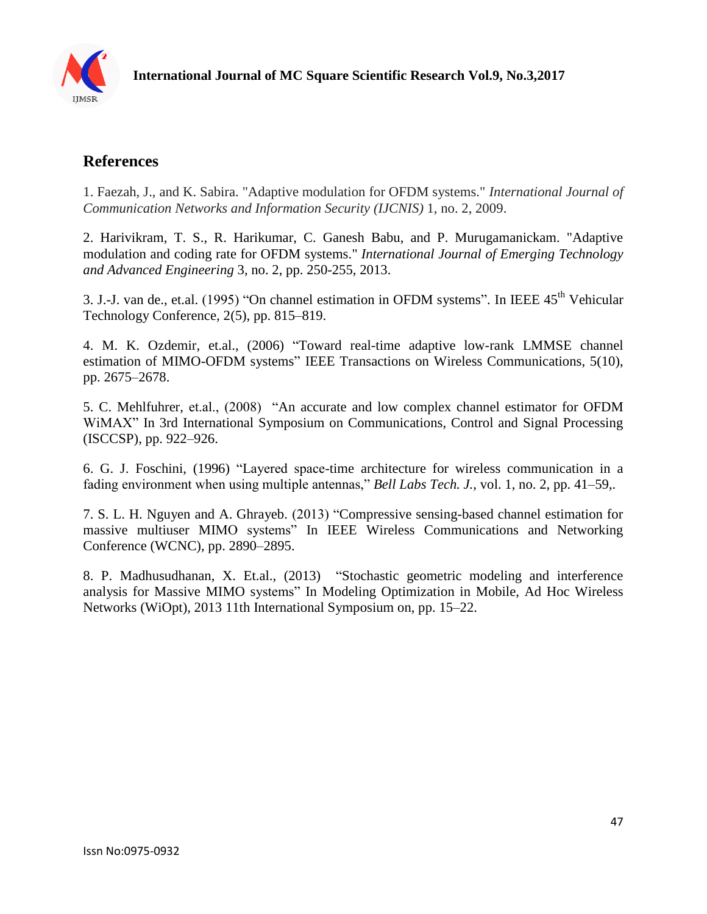## References

1. Faezah, J., and K. Sabira. "Adaptive modulation for OFDM systems." *International Journal of Communication Networks and Information Security (IJCNIS)* 1, no. 2, 2009.

2. Harivikram, T. S., R. Harikumar, C. Ganesh Babu, and P. Murugamanickam. "Adaptive modulation and coding rate for OFDM systems." *International Journal of Emerging Technology and Advanced Engineering* 3, no. 2, pp. 250-255, 2013.

3. J.-J. van de., et.al. (1995) "On channel estimation in OFDM systems". In IEEE 45th Vehicular Technology Conference, 2(5), pp. 815–819.

4. M. K. Ozdemir, et.al., (2006) "Toward real-time adaptive low-rank LMMSE channel estimation of MIMO-OFDM systems" IEEE Transactions on Wireless Communications, 5(10), pp. 2675–2678.

5. C. Mehlfuhrer, et.al., (2008) "An accurate and low complex channel estimator for OFDM WiMAX" In 3rd International Symposium on Communications, Control and Signal Processing (ISCCSP), pp. 922–926.

6. G. J. Foschini, (1996) "Layered space-time architecture for wireless communication in a fading environment when using multiple antennas," *Bell Labs Tech. J.*, vol. 1, no. 2, pp. 41–59,.

7. S. L. H. Nguyen and A. Ghrayeb. (2013) "Compressive sensing-based channel estimation for massive multiuser MIMO systems" In IEEE Wireless Communications and Networking Conference (WCNC), pp. 2890–2895.

8. P. Madhusudhanan, X. Et.al., (2013) "Stochastic geometric modeling and interference analysis for Massive MIMO systems" In Modeling Optimization in Mobile, Ad Hoc Wireless Networks (WiOpt), 2013 11th International Symposium on, pp. 15–22.